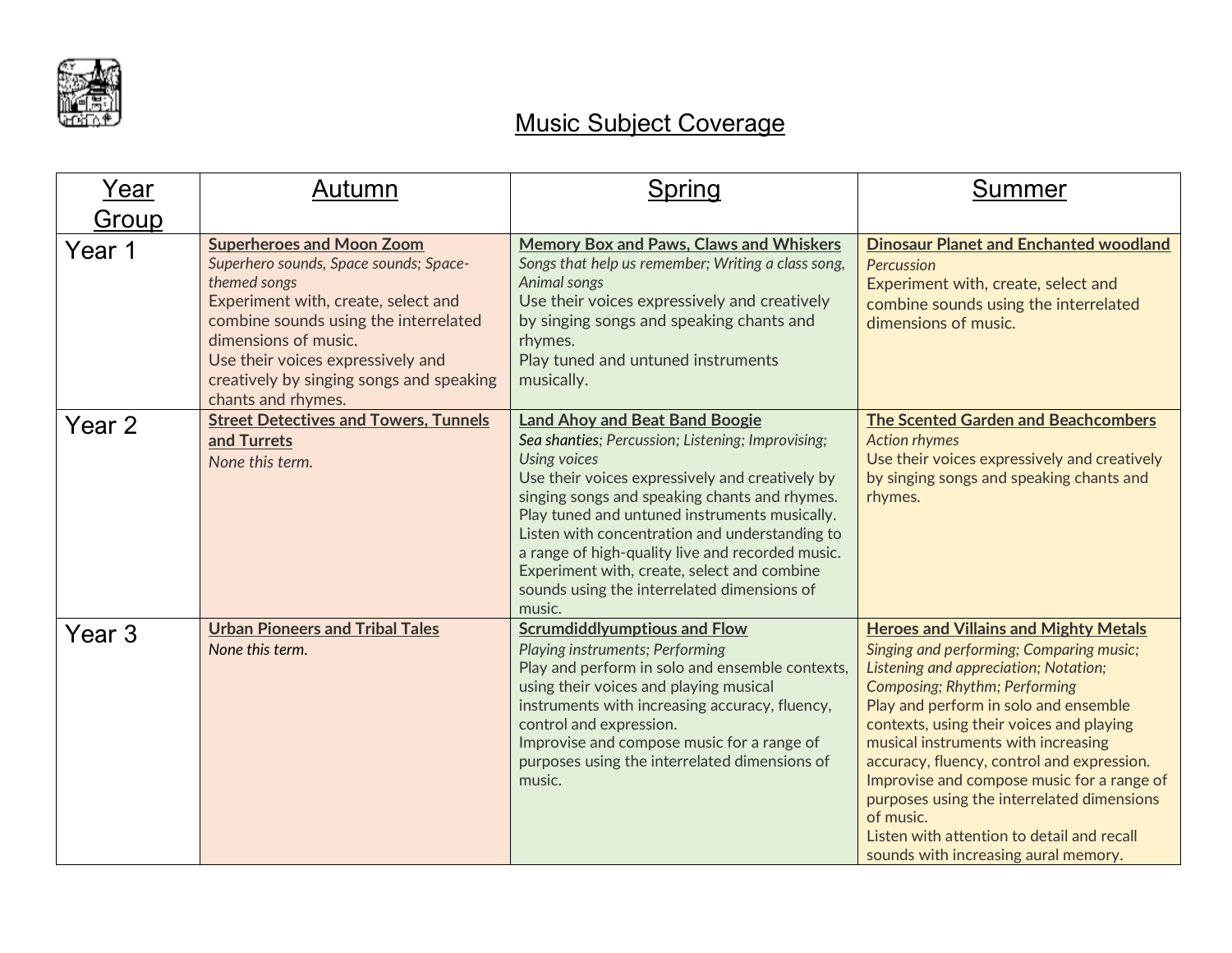# Music Subject Coverage

| Year Group | Autumn | Spring | Summer |
|---|---|---|---|
| Year 1 | **Superheroes and Moon Zoom**<br>*Superhero sounds, Space sounds; Space-themed songs*<br>Experiment with, create, select and combine sounds using the interrelated dimensions of music.<br>Use their voices expressively and creatively by singing songs and speaking chants and rhymes. | **Memory Box and Paws, Claws and Whiskers**<br>*Songs that help us remember; Writing a class song, Animal songs*<br>Use their voices expressively and creatively by singing songs and speaking chants and rhymes.<br>Play tuned and untuned instruments musically. | **Dinosaur Planet and Enchanted woodland**<br>*Percussion*<br>Experiment with, create, select and combine sounds using the interrelated dimensions of music. |
| Year 2 | **Street Detectives and Towers, Tunnels and Turrets**<br>*None this term.* | **Land Ahoy and Beat Band Boogie**<br>*Sea shanties; Percussion; Listening; Improvising; Using voices*<br>Use their voices expressively and creatively by singing songs and speaking chants and rhymes.<br>Play tuned and untuned instruments musically.<br>Listen with concentration and understanding to a range of high-quality live and recorded music.<br>Experiment with, create, select and combine sounds using the interrelated dimensions of music. | **The Scented Garden and Beachcombers**<br>*Action rhymes*<br>Use their voices expressively and creatively by singing songs and speaking chants and rhymes. |
| Year 3 | **Urban Pioneers and Tribal Tales**<br>*None this term.* | **Scrumdiddlyumptious and Flow**<br>*Playing instruments; Performing*<br>Play and perform in solo and ensemble contexts, using their voices and playing musical instruments with increasing accuracy, fluency, control and expression.<br>Improvise and compose music for a range of purposes using the interrelated dimensions of music. | **Heroes and Villains and Mighty Metals**<br>*Singing and performing; Comparing music; Listening and appreciation; Notation; Composing; Rhythm; Performing*<br>Play and perform in solo and ensemble contexts, using their voices and playing musical instruments with increasing accuracy, fluency, control and expression.<br>Improvise and compose music for a range of purposes using the interrelated dimensions of music.<br>Listen with attention to detail and recall sounds with increasing aural memory. |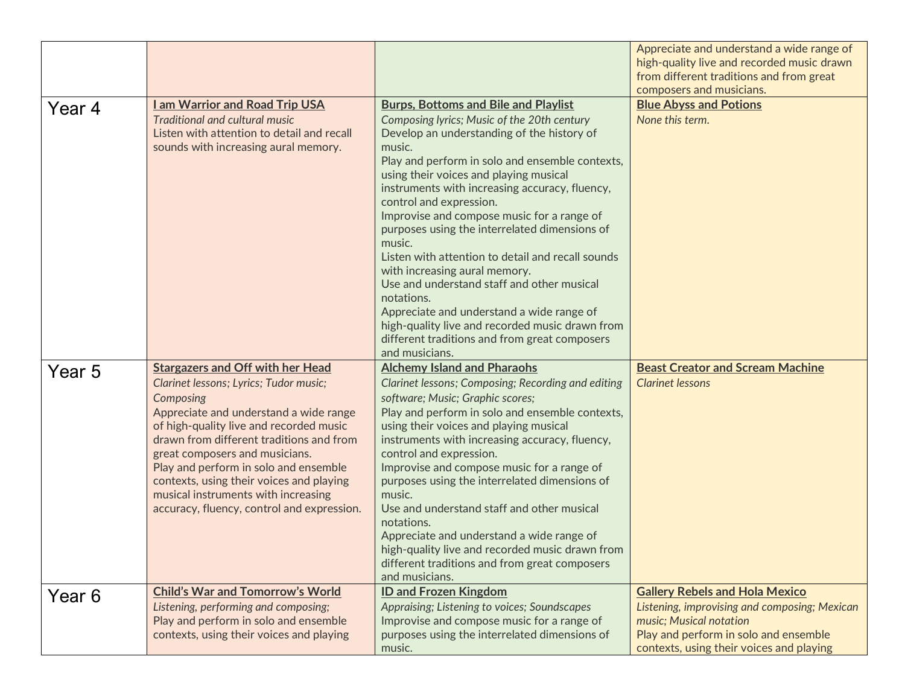| | | | |
|---|---|---|---|
| | | | Appreciate and understand a wide range of high-quality live and recorded music drawn from different traditions and from great composers and musicians. |
| Year 4 | **I am Warrior and Road Trip USA**<br>*Traditional and cultural music*<br>Listen with attention to detail and recall sounds with increasing aural memory. | **Burps, Bottoms and Bile and Playlist**<br>*Composing lyrics; Music of the 20th century*<br>Develop an understanding of the history of music.<br>Play and perform in solo and ensemble contexts, using their voices and playing musical instruments with increasing accuracy, fluency, control and expression.<br>Improvise and compose music for a range of purposes using the interrelated dimensions of music.<br>Listen with attention to detail and recall sounds with increasing aural memory.<br>Use and understand staff and other musical notations.<br>Appreciate and understand a wide range of high-quality live and recorded music drawn from different traditions and from great composers and musicians. | **Blue Abyss and Potions**<br>*None this term.* |
| Year 5 | **Stargazers and Off with her Head**<br>*Clarinet lessons; Lyrics; Tudor music; Composing*<br>Appreciate and understand a wide range of high-quality live and recorded music drawn from different traditions and from great composers and musicians.<br>Play and perform in solo and ensemble contexts, using their voices and playing musical instruments with increasing accuracy, fluency, control and expression. | **Alchemy Island and Pharaohs**<br>*Clarinet lessons; Composing; Recording and editing software; Music; Graphic scores;*<br>Play and perform in solo and ensemble contexts, using their voices and playing musical instruments with increasing accuracy, fluency, control and expression.<br>Improvise and compose music for a range of purposes using the interrelated dimensions of music.<br>Use and understand staff and other musical notations.<br>Appreciate and understand a wide range of high-quality live and recorded music drawn from different traditions and from great composers and musicians. | **Beast Creator and Scream Machine**<br>*Clarinet lessons* |
| Year 6 | **Child's War and Tomorrow's World**<br>*Listening, performing and composing;*<br>Play and perform in solo and ensemble contexts, using their voices and playing | **ID and Frozen Kingdom**<br>*Appraising; Listening to voices; Soundscapes*<br>Improvise and compose music for a range of purposes using the interrelated dimensions of music. | **Gallery Rebels and Hola Mexico**<br>*Listening, improvising and composing; Mexican music; Musical notation*<br>Play and perform in solo and ensemble contexts, using their voices and playing |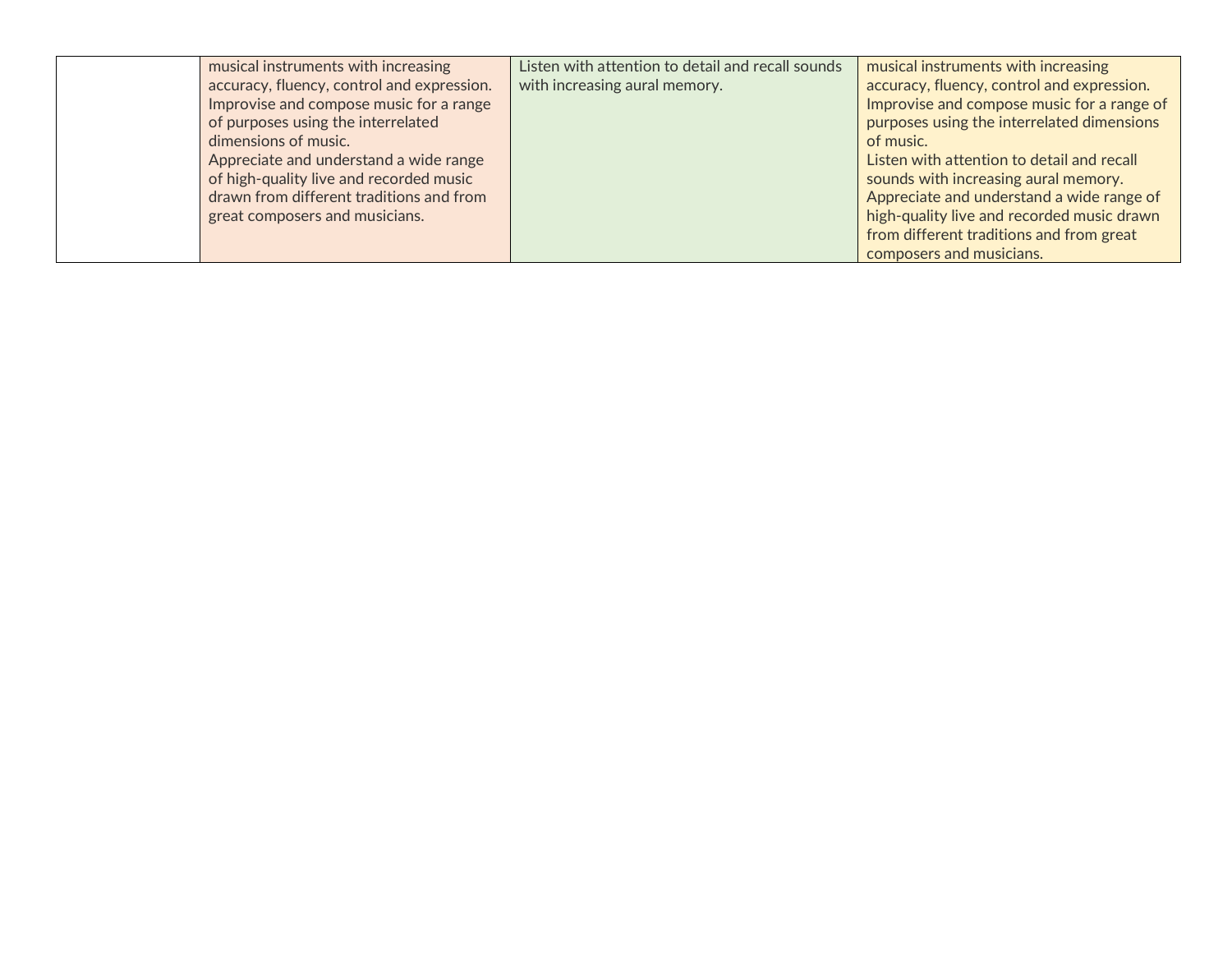| | | | |
|---|---|---|---|
| | musical instruments with increasing accuracy, fluency, control and expression.<br>Improvise and compose music for a range of purposes using the interrelated dimensions of music.<br>Appreciate and understand a wide range of high-quality live and recorded music drawn from different traditions and from great composers and musicians. | Listen with attention to detail and recall sounds with increasing aural memory. | musical instruments with increasing accuracy, fluency, control and expression.<br>Improvise and compose music for a range of purposes using the interrelated dimensions of music.<br>Listen with attention to detail and recall sounds with increasing aural memory.<br>Appreciate and understand a wide range of high-quality live and recorded music drawn from different traditions and from great composers and musicians. |